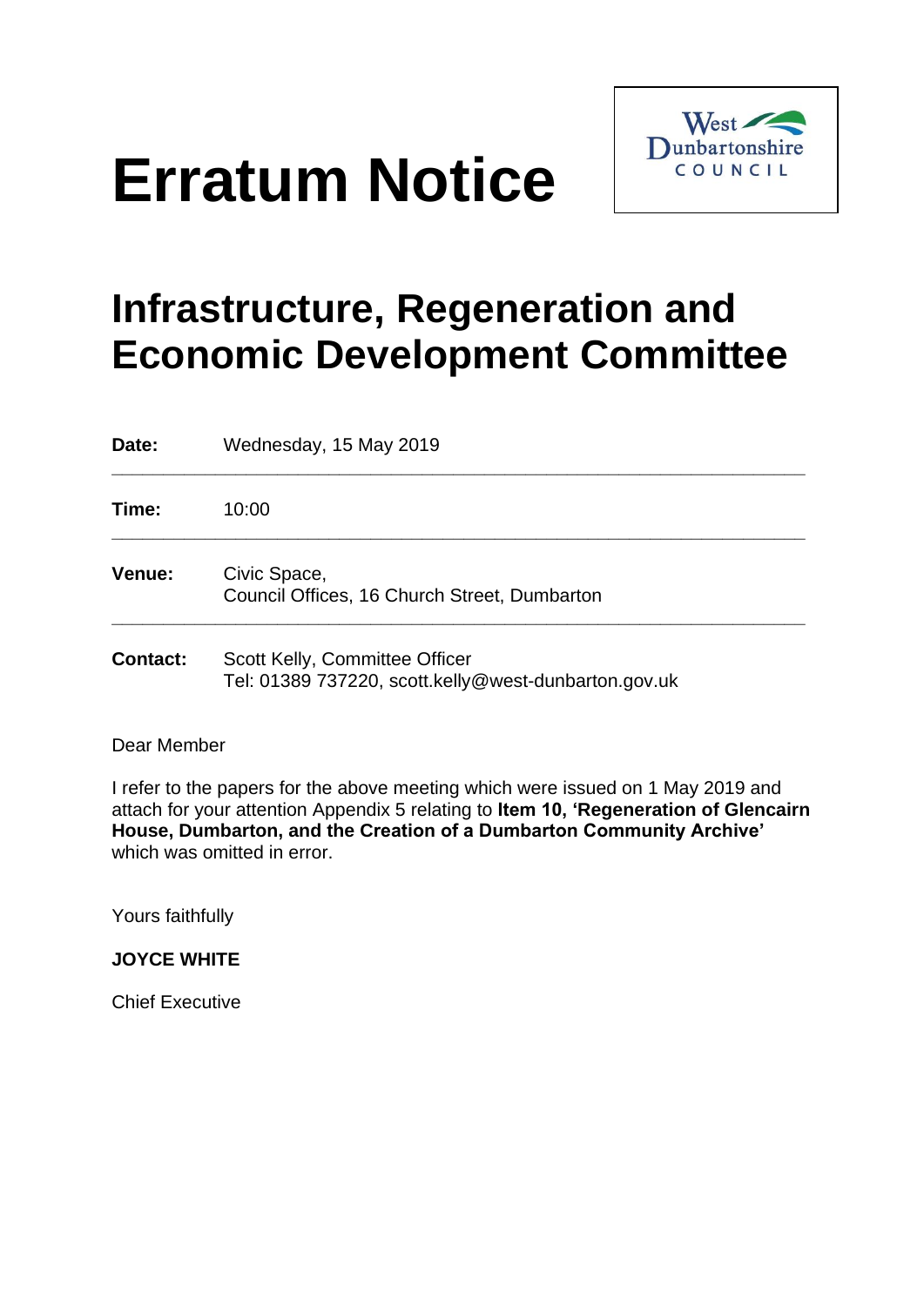# Erratum Notice

West Dunbartonshire COUNCIL

## Infrastructure, Regeneration and Economic Development Committee

| | |
|---|---|
| **Date:** | Wednesday, 15 May 2019 |
| **Time:** | 10:00 |
| **Venue:** | Civic Space,<br>Council Offices, 16 Church Street, Dumbarton |
| **Contact:** | Scott Kelly, Committee Officer<br>Tel: 01389 737220, scott.kelly@west-dunbarton.gov.uk |

Dear Member

I refer to the papers for the above meeting which were issued on 1 May 2019 and attach for your attention Appendix 5 relating to **Item 10, 'Regeneration of Glencairn House, Dumbarton, and the Creation of a Dumbarton Community Archive'** which was omitted in error.

Yours faithfully

**JOYCE WHITE**

Chief Executive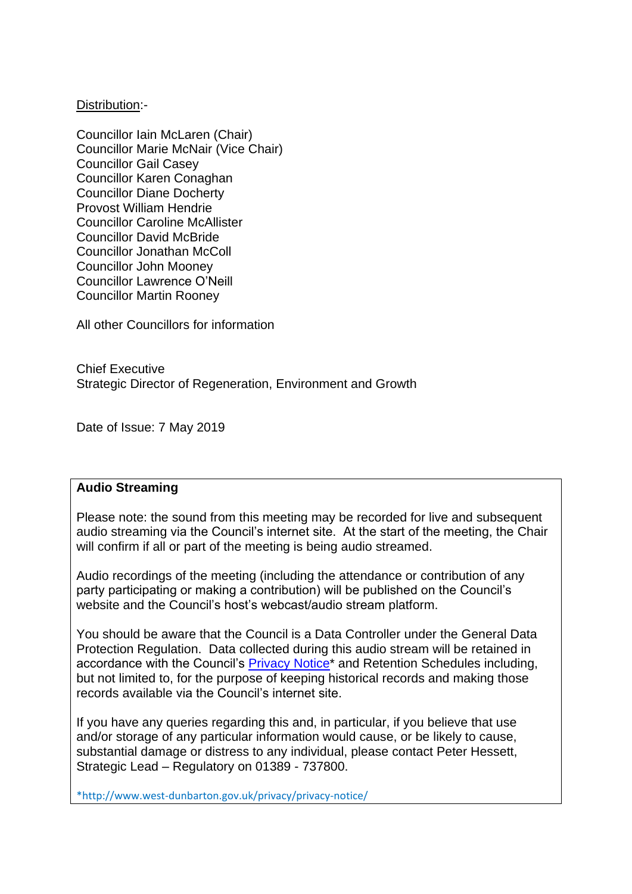Distribution:-

Councillor Iain McLaren (Chair)
Councillor Marie McNair (Vice Chair)
Councillor Gail Casey
Councillor Karen Conaghan
Councillor Diane Docherty
Provost William Hendrie
Councillor Caroline McAllister
Councillor David McBride
Councillor Jonathan McColl
Councillor John Mooney
Councillor Lawrence O'Neill
Councillor Martin Rooney

All other Councillors for information

Chief Executive
Strategic Director of Regeneration, Environment and Growth

Date of Issue: 7 May 2019

**Audio Streaming**

Please note: the sound from this meeting may be recorded for live and subsequent audio streaming via the Council's internet site. At the start of the meeting, the Chair will confirm if all or part of the meeting is being audio streamed.

Audio recordings of the meeting (including the attendance or contribution of any party participating or making a contribution) will be published on the Council's website and the Council's host's webcast/audio stream platform.

You should be aware that the Council is a Data Controller under the General Data Protection Regulation. Data collected during this audio stream will be retained in accordance with the Council's [Privacy Notice](http://www.west-dunbarton.gov.uk/privacy/privacy-notice/)* and Retention Schedules including, but not limited to, for the purpose of keeping historical records and making those records available via the Council's internet site.

If you have any queries regarding this and, in particular, if you believe that use and/or storage of any particular information would cause, or be likely to cause, substantial damage or distress to any individual, please contact Peter Hessett, Strategic Lead – Regulatory on 01389 - 737800.

*http://www.west-dunbarton.gov.uk/privacy/privacy-notice/